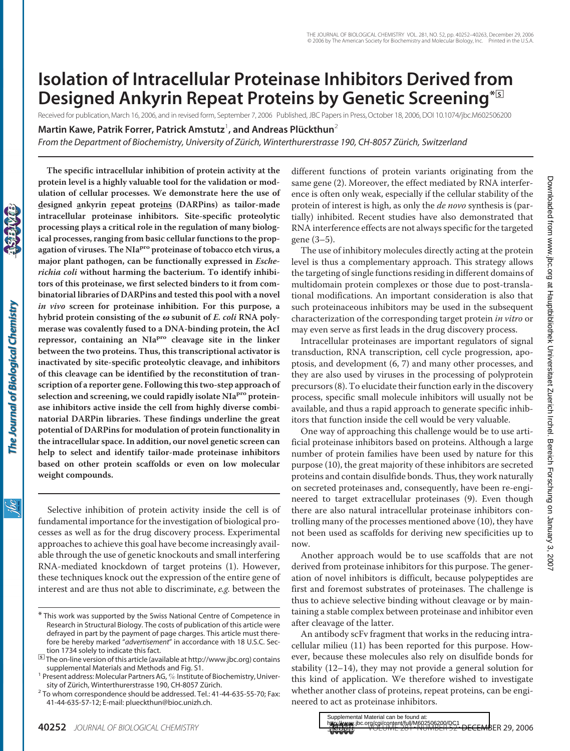# Isolation of Intracellular Proteinase Inhibitors Derived from Designed Ankyrin Repeat Proteins by Genetic Screening*[S]

Received for publication, March 16, 2006, and in revised form, September 7, 2006 Published, JBC Papers in Press, October 18, 2006, DOI 10.1074/jbc.M602506200

**Martin Kawe, Patrik Forrer, Patrick Amstutz[1], and Andreas Plückthun[2]**

*From the Department of Biochemistry, University of Zürich, Winterthurerstrasse 190, CH-8057 Zürich, Switzerland*

**The specific intracellular inhibition of protein activity at the protein level is a highly valuable tool for the validation or modulation of cellular processes. We demonstrate here the use of designed ankyrin repeat proteins (DARPins) as tailor-made intracellular proteinase inhibitors. Site-specific proteolytic processing plays a critical role in the regulation of many biological processes, ranging from basic cellular functions to the propagation of viruses. The NIa$^{pro}$ proteinase of tobacco etch virus, a major plant pathogen, can be functionally expressed in *Escherichia coli* without harming the bacterium. To identify inhibitors of this proteinase, we first selected binders to it from combinatorial libraries of DARPins and tested this pool with a novel *in vivo* screen for proteinase inhibition. For this purpose, a hybrid protein consisting of the ω subunit of *E. coli* RNA polymerase was covalently fused to a DNA-binding protein, the λcI repressor, containing an NIa$^{pro}$ cleavage site in the linker between the two proteins. Thus, this transcriptional activator is inactivated by site-specific proteolytic cleavage, and inhibitors of this cleavage can be identified by the reconstitution of transcription of a reporter gene. Following this two-step approach of selection and screening, we could rapidly isolate NIa$^{pro}$ proteinase inhibitors active inside the cell from highly diverse combinatorial DARPin libraries. These findings underline the great potential of DARPins for modulation of protein functionality in the intracellular space. In addition, our novel genetic screen can help to select and identify tailor-made proteinase inhibitors based on other protein scaffolds or even on low molecular weight compounds.**

Selective inhibition of protein activity inside the cell is of fundamental importance for the investigation of biological processes as well as for the drug discovery process. Experimental approaches to achieve this goal have become increasingly available through the use of genetic knockouts and small interfering RNA-mediated knockdown of target proteins (1). However, these techniques knock out the expression of the entire gene of interest and are thus not able to discriminate, *e.g.* between the different functions of protein variants originating from the same gene (2). Moreover, the effect mediated by RNA interference is often only weak, especially if the cellular stability of the protein of interest is high, as only the *de novo* synthesis is (partially) inhibited. Recent studies have also demonstrated that RNA interference effects are not always specific for the targeted gene (3–5).

The use of inhibitory molecules directly acting at the protein level is thus a complementary approach. This strategy allows the targeting of single functions residing in different domains of multidomain protein complexes or those due to post-translational modifications. An important consideration is also that such proteinaceous inhibitors may be used in the subsequent characterization of the corresponding target protein *in vitro* or may even serve as first leads in the drug discovery process.

Intracellular proteinases are important regulators of signal transduction, RNA transcription, cell cycle progression, apoptosis, and development (6, 7) and many other processes, and they are also used by viruses in the processing of polyprotein precursors (8). To elucidate their function early in the discovery process, specific small molecule inhibitors will usually not be available, and thus a rapid approach to generate specific inhibitors that function inside the cell would be very valuable.

One way of approaching this challenge would be to use artificial proteinase inhibitors based on proteins. Although a large number of protein families have been used by nature for this purpose (10), the great majority of these inhibitors are secreted proteins and contain disulfide bonds. Thus, they work naturally on secreted proteinases and, consequently, have been re-engineered to target extracellular proteinases (9). Even though there are also natural intracellular proteinase inhibitors controlling many of the processes mentioned above (10), they have not been used as scaffolds for deriving new specificities up to now.

Another approach would be to use scaffolds that are not derived from proteinase inhibitors for this purpose. The generation of novel inhibitors is difficult, because polypeptides are first and foremost substrates of proteinases. The challenge is thus to achieve selective binding without cleavage or by maintaining a stable complex between proteinase and inhibitor even after cleavage of the latter.

An antibody scFv fragment that works in the reducing intracellular milieu (11) has been reported for this purpose. However, because these molecules also rely on disulfide bonds for stability (12–14), they may not provide a general solution for this kind of application. We therefore wished to investigate whether another class of proteins, repeat proteins, can be engineered to act as proteinase inhibitors.

\* This work was supported by the Swiss National Centre of Competence in Research in Structural Biology. The costs of publication of this article were defrayed in part by the payment of page charges. This article must therefore be hereby marked "*advertisement*" in accordance with 18 U.S.C. Section 1734 solely to indicate this fact.

[S] The on-line version of this article (available at http://www.jbc.org) contains supplemental Materials and Methods and Fig. S1.

[1] Present address: Molecular Partners AG, % Institute of Biochemistry, University of Zürich, Winterthurerstrasse 190, CH-8057 Zürich.

[2] To whom correspondence should be addressed. Tel.: 41-44-635-55-70; Fax: 41-44-635-57-12; E-mail: plueckthun@bioc.unizh.ch.

Supplemental Material can be found at: http://www.jbc.org/cgi/content/full/M602506200/DC1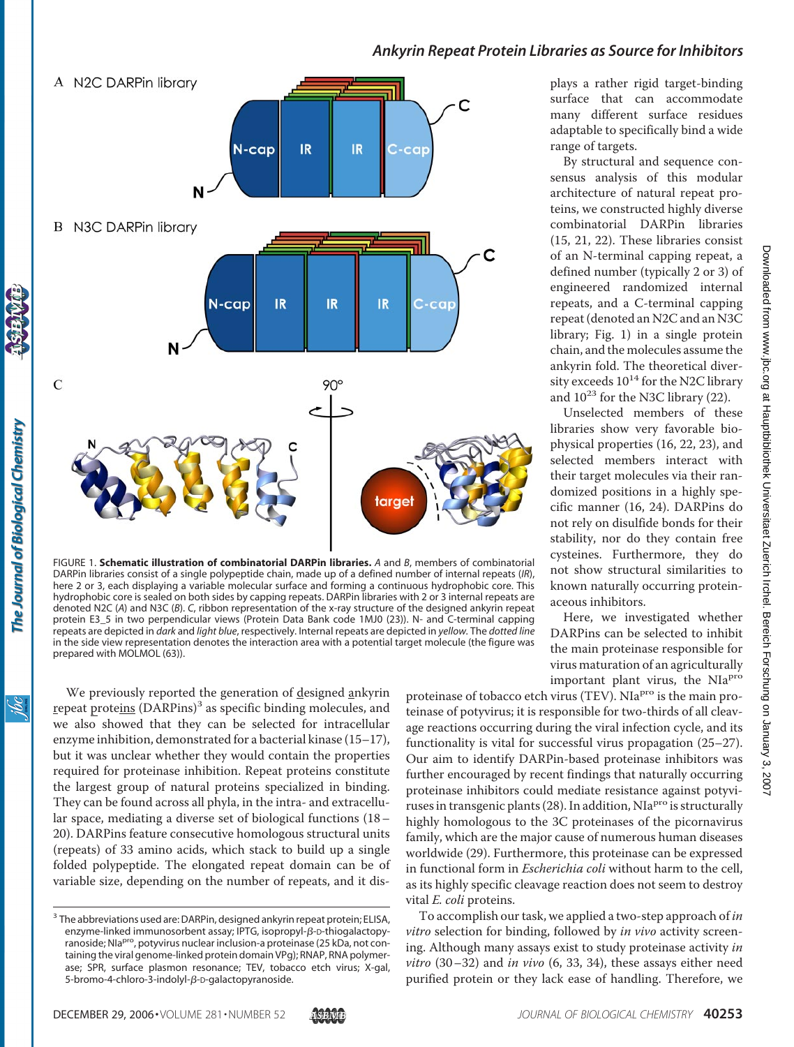FIGURE 1. **Schematic illustration of combinatorial DARPin libraries.** *A* and *B*, members of combinatorial DARPin libraries consist of a single polypeptide chain, made up of a defined number of internal repeats (*IR*), here 2 or 3, each displaying a variable molecular surface and forming a continuous hydrophobic core. This hydrophobic core is sealed on both sides by capping repeats. DARPin libraries with 2 or 3 internal repeats are denoted N2C (*A*) and N3C (*B*). *C*, ribbon representation of the x-ray structure of the designed ankyrin repeat protein E3_5 in two perpendicular views (Protein Data Bank code 1MJ0 (23)). N- and C-terminal capping repeats are depicted in *dark* and *light blue*, respectively. Internal repeats are depicted in *yellow*. The *dotted line* in the side view representation denotes the interaction area with a potential target molecule (the figure was prepared with MOLMOL (63)).

We previously reported the generation of designed ankyrin repeat proteins (DARPins)[3] as specific binding molecules, and we also showed that they can be selected for intracellular enzyme inhibition, demonstrated for a bacterial kinase (15–17), but it was unclear whether they would contain the properties required for proteinase inhibition. Repeat proteins constitute the largest group of natural proteins specialized in binding. They can be found across all phyla, in the intra- and extracellular space, mediating a diverse set of biological functions (18–20). DARPins feature consecutive homologous structural units (repeats) of 33 amino acids, which stack to build up a single folded polypeptide. The elongated repeat domain can be of variable size, depending on the number of repeats, and it displays a rather rigid target-binding surface that can accommodate many different surface residues adaptable to specifically bind a wide range of targets.

By structural and sequence consensus analysis of this modular architecture of natural repeat proteins, we constructed highly diverse combinatorial DARPin libraries (15, 21, 22). These libraries consist of an N-terminal capping repeat, a defined number (typically 2 or 3) of engineered randomized internal repeats, and a C-terminal capping repeat (denoted an N2C and an N3C library; Fig. 1) in a single protein chain, and the molecules assume the ankyrin fold. The theoretical diversity exceeds $10^{14}$ for the N2C library and $10^{23}$ for the N3C library (22).

Unselected members of these libraries show very favorable biophysical properties (16, 22, 23), and selected members interact with their target molecules via their randomized positions in a highly specific manner (16, 24). DARPins do not rely on disulfide bonds for their stability, nor do they contain free cysteines. Furthermore, they do not show structural similarities to known naturally occurring proteinaceous inhibitors.

Here, we investigated whether DARPins can be selected to inhibit the main proteinase responsible for virus maturation of an agriculturally important plant virus, the NIa$^{pro}$ proteinase of tobacco etch virus (TEV). NIa$^{pro}$ is the main proteinase of potyvirus; it is responsible for two-thirds of all cleavage reactions occurring during the viral infection cycle, and its functionality is vital for successful virus propagation (25–27). Our aim to identify DARPin-based proteinase inhibitors was further encouraged by recent findings that naturally occurring proteinase inhibitors could mediate resistance against potyviruses in transgenic plants (28). In addition, NIa$^{pro}$ is structurally highly homologous to the 3C proteinases of the picornavirus family, which are the major cause of numerous human diseases worldwide (29). Furthermore, this proteinase can be expressed in functional form in *Escherichia coli* without harm to the cell, as its highly specific cleavage reaction does not seem to destroy vital *E. coli* proteins.

To accomplish our task, we applied a two-step approach of *in vitro* selection for binding, followed by *in vivo* activity screening. Although many assays exist to study proteinase activity *in vitro* (30–32) and *in vivo* (6, 33, 34), these assays either need purified protein or they lack ease of handling. Therefore, we

[3] The abbreviations used are: DARPin, designed ankyrin repeat protein; ELISA, enzyme-linked immunosorbent assay; IPTG, isopropyl-β-D-thiogalactopyranoside; NIa$^{pro}$, potyvirus nuclear inclusion-a proteinase (25 kDa, not containing the viral genome-linked protein domain VPg); RNAP, RNA polymerase; SPR, surface plasmon resonance; TEV, tobacco etch virus; X-gal, 5-bromo-4-chloro-3-indolyl-β-D-galactopyranoside.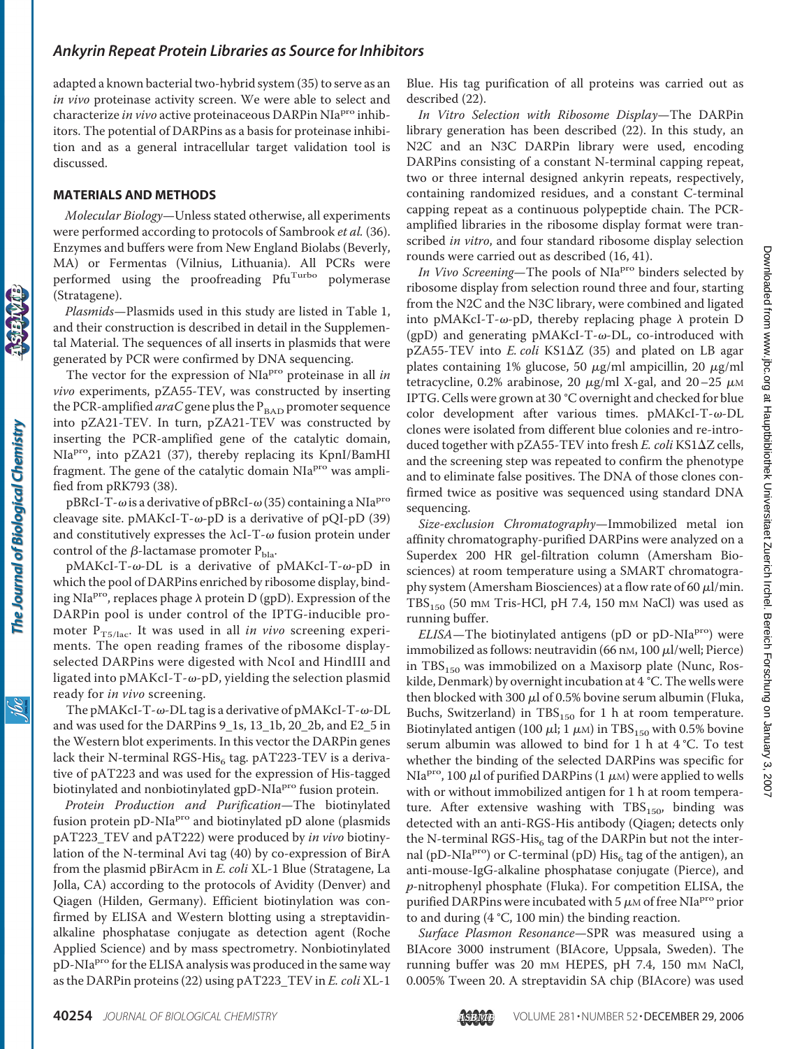adapted a known bacterial two-hybrid system (35) to serve as an *in vivo* proteinase activity screen. We were able to select and characterize *in vivo* active proteinaceous DARPin NIa$^{pro}$ inhibitors. The potential of DARPins as a basis for proteinase inhibition and as a general intracellular target validation tool is discussed.

## MATERIALS AND METHODS

*Molecular Biology*—Unless stated otherwise, all experiments were performed according to protocols of Sambrook *et al.* (36). Enzymes and buffers were from New England Biolabs (Beverly, MA) or Fermentas (Vilnius, Lithuania). All PCRs were performed using the proofreading Pfu$^{Turbo}$ polymerase (Stratagene).

*Plasmids*—Plasmids used in this study are listed in Table 1, and their construction is described in detail in the Supplemental Material. The sequences of all inserts in plasmids that were generated by PCR were confirmed by DNA sequencing.

The vector for the expression of NIa$^{pro}$ proteinase in all *in vivo* experiments, pZA55-TEV, was constructed by inserting the PCR-amplified *araC* gene plus the $P_{BAD}$ promoter sequence into pZA21-TEV. In turn, pZA21-TEV was constructed by inserting the PCR-amplified gene of the catalytic domain, NIa$^{pro}$, into pZA21 (37), thereby replacing its KpnI/BamHI fragment. The gene of the catalytic domain NIa$^{pro}$ was amplified from pRK793 (38).

pBRcI-T-$\omega$ is a derivative of pBRcI-$\omega$ (35) containing a NIa$^{pro}$ cleavage site. pMAKcI-T-$\omega$-pD is a derivative of pQI-pD (39) and constitutively expresses the $\lambda$cI-T-$\omega$ fusion protein under control of the $\beta$-lactamase promoter $P_{bla}$.

pMAKcI-T-$\omega$-DL is a derivative of pMAKcI-T-$\omega$-pD in which the pool of DARPins enriched by ribosome display, binding NIa$^{pro}$, replaces phage $\lambda$ protein D (gpD). Expression of the DARPin pool is under control of the IPTG-inducible promoter $P_{T5/lac}$. It was used in all *in vivo* screening experiments. The open reading frames of the ribosome display-selected DARPins were digested with NcoI and HindIII and ligated into pMAKcI-T-$\omega$-pD, yielding the selection plasmid ready for *in vivo* screening.

The pMAKcI-T-$\omega$-DL tag is a derivative of pMAKcI-T-$\omega$-DL and was used for the DARPins 9_1s, 13_1b, 20_2b, and E2_5 in the Western blot experiments. In this vector the DARPin genes lack their N-terminal RGS-His$_6$ tag. pAT223-TEV is a derivative of pAT223 and was used for the expression of His-tagged biotinylated and nonbiotinylated gpD-NIa$^{pro}$ fusion protein.

*Protein Production and Purification*—The biotinylated fusion protein pD-NIa$^{pro}$ and biotinylated pD alone (plasmids pAT223_TEV and pAT222) were produced by *in vivo* biotinylation of the N-terminal Avi tag (40) by co-expression of BirA from the plasmid pBirAcm in *E. coli* XL-1 Blue (Stratagene, La Jolla, CA) according to the protocols of Avidity (Denver) and Qiagen (Hilden, Germany). Efficient biotinylation was confirmed by ELISA and Western blotting using a streptavidin-alkaline phosphatase conjugate as detection agent (Roche Applied Science) and by mass spectrometry. Nonbiotinylated pD-NIa$^{pro}$ for the ELISA analysis was produced in the same way as the DARPin proteins (22) using pAT223_TEV in *E. coli* XL-1 Blue. His tag purification of all proteins was carried out as described (22).

*In Vitro Selection with Ribosome Display*—The DARPin library generation has been described (22). In this study, an N2C and an N3C DARPin library were used, encoding DARPins consisting of a constant N-terminal capping repeat, two or three internal designed ankyrin repeats, respectively, containing randomized residues, and a constant C-terminal capping repeat as a continuous polypeptide chain. The PCR-amplified libraries in the ribosome display format were transcribed *in vitro*, and four standard ribosome display selection rounds were carried out as described (16, 41).

*In Vivo Screening*—The pools of NIa$^{pro}$ binders selected by ribosome display from selection round three and four, starting from the N2C and the N3C library, were combined and ligated into pMAKcI-T-$\omega$-pD, thereby replacing phage $\lambda$ protein D (gpD) and generating pMAKcI-T-$\omega$-DL, co-introduced with pZA55-TEV into *E. coli* KS1ΔZ (35) and plated on LB agar plates containing 1% glucose, 50 μg/ml ampicillin, 20 μg/ml tetracycline, 0.2% arabinose, 20 μg/ml X-gal, and 20–25 μM IPTG. Cells were grown at 30 °C overnight and checked for blue color development after various times. pMAKcI-T-$\omega$-DL clones were isolated from different blue colonies and re-introduced together with pZA55-TEV into fresh *E. coli* KS1ΔZ cells, and the screening step was repeated to confirm the phenotype and to eliminate false positives. The DNA of those clones confirmed twice as positive was sequenced using standard DNA sequencing.

*Size-exclusion Chromatography*—Immobilized metal ion affinity chromatography-purified DARPins were analyzed on a Superdex 200 HR gel-filtration column (Amersham Biosciences) at room temperature using a SMART chromatography system (Amersham Biosciences) at a flow rate of 60 μl/min. $TBS_{150}$ (50 mM Tris-HCl, pH 7.4, 150 mM NaCl) was used as running buffer.

*ELISA*—The biotinylated antigens (pD or pD-NIa$^{pro}$) were immobilized as follows: neutravidin (66 nM, 100 μl/well; Pierce) in $TBS_{150}$ was immobilized on a Maxisorp plate (Nunc, Roskilde, Denmark) by overnight incubation at 4 °C. The wells were then blocked with 300 μl of 0.5% bovine serum albumin (Fluka, Buchs, Switzerland) in $TBS_{150}$ for 1 h at room temperature. Biotinylated antigen (100 μl; 1 μM) in $TBS_{150}$ with 0.5% bovine serum albumin was allowed to bind for 1 h at 4 °C. To test whether the binding of the selected DARPins was specific for NIa$^{pro}$, 100 μl of purified DARPins (1 μM) were applied to wells with or without immobilized antigen for 1 h at room temperature. After extensive washing with $TBS_{150}$, binding was detected with an anti-RGS-His antibody (Qiagen; detects only the N-terminal RGS-His$_6$ tag of the DARPin but not the internal (pD-NIa$^{pro}$) or C-terminal (pD) His$_6$ tag of the antigen), an anti-mouse-IgG-alkaline phosphatase conjugate (Pierce), and *p*-nitrophenyl phosphate (Fluka). For competition ELISA, the purified DARPins were incubated with 5 μM of free NIa$^{pro}$ prior to and during (4 °C, 100 min) the binding reaction.

*Surface Plasmon Resonance*—SPR was measured using a BIAcore 3000 instrument (BIAcore, Uppsala, Sweden). The running buffer was 20 mM HEPES, pH 7.4, 150 mM NaCl, 0.005% Tween 20. A streptavidin SA chip (BIAcore) was used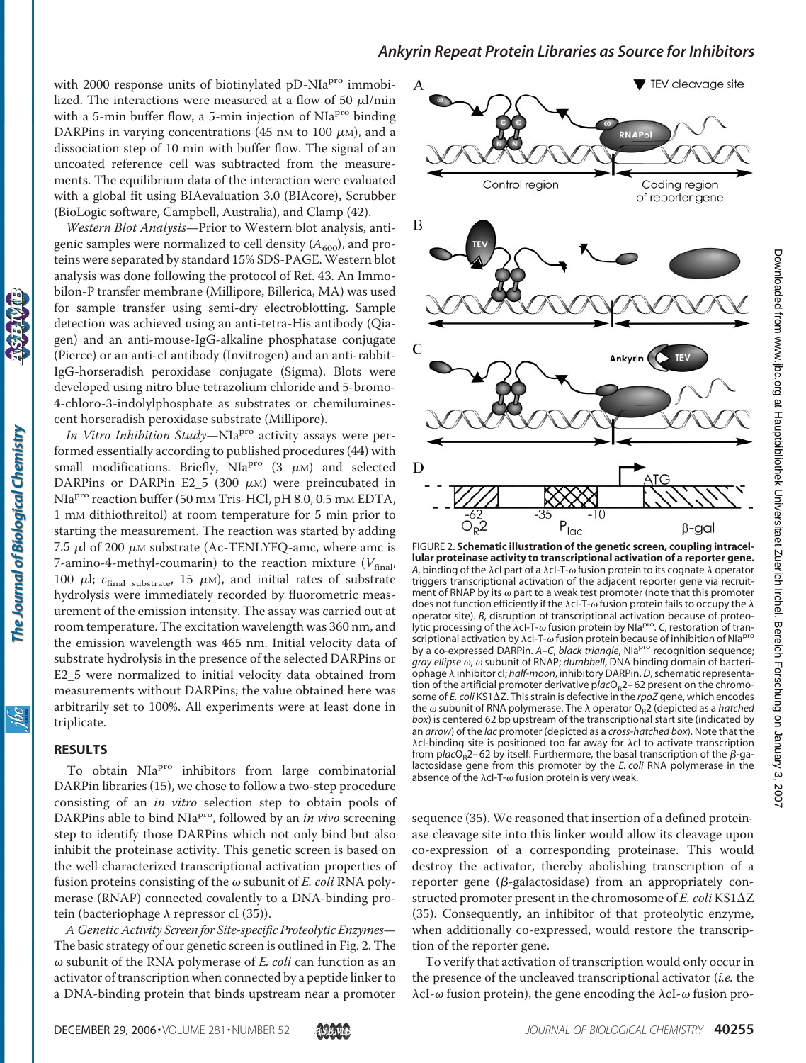with 2000 response units of biotinylated pD-NIa[pro] immobilized. The interactions were measured at a flow of 50 μl/min with a 5-min buffer flow, a 5-min injection of NIa[pro] binding DARPins in varying concentrations (45 nM to 100 μM), and a dissociation step of 10 min with buffer flow. The signal of an uncoated reference cell was subtracted from the measurements. The equilibrium data of the interaction were evaluated with a global fit using BIAevaluation 3.0 (BIAcore), Scrubber (BioLogic software, Campbell, Australia), and Clamp (42).

*Western Blot Analysis*—Prior to Western blot analysis, antigenic samples were normalized to cell density ($A_{600}$), and proteins were separated by standard 15% SDS-PAGE. Western blot analysis was done following the protocol of Ref. 43. An Immobilon-P transfer membrane (Millipore, Billerica, MA) was used for sample transfer using semi-dry electroblotting. Sample detection was achieved using an anti-tetra-His antibody (Qiagen) and an anti-mouse-IgG-alkaline phosphatase conjugate (Pierce) or an anti-cI antibody (Invitrogen) and an anti-rabbit-IgG-horseradish peroxidase conjugate (Sigma). Blots were developed using nitro blue tetrazolium chloride and 5-bromo-4-chloro-3-indolylphosphate as substrates or chemiluminescent horseradish peroxidase substrate (Millipore).

*In Vitro Inhibition Study*—NIa[pro] activity assays were performed essentially according to published procedures (44) with small modifications. Briefly, NIa[pro] (3 μM) and selected DARPins or DARPin E2_5 (300 μM) were preincubated in NIa[pro] reaction buffer (50 mM Tris-HCl, pH 8.0, 0.5 mM EDTA, 1 mM dithiothreitol) at room temperature for 5 min prior to starting the measurement. The reaction was started by adding 7.5 μl of 200 μM substrate (Ac-TENLYFQ-amc, where amc is 7-amino-4-methyl-coumarin) to the reaction mixture ($V_{final}$, 100 μl; $c_{final\ substrate}$, 15 μM), and initial rates of substrate hydrolysis were immediately recorded by fluorometric measurement of the emission intensity. The assay was carried out at room temperature. The excitation wavelength was 360 nm, and the emission wavelength was 465 nm. Initial velocity data of substrate hydrolysis in the presence of the selected DARPins or E2_5 were normalized to initial velocity data obtained from measurements without DARPins; the value obtained here was arbitrarily set to 100%. All experiments were at least done in triplicate.

## RESULTS

To obtain NIa[pro] inhibitors from large combinatorial DARPin libraries (15), we chose to follow a two-step procedure consisting of an *in vitro* selection step to obtain pools of DARPins able to bind NIa[pro], followed by an *in vivo* screening step to identify those DARPins which not only bind but also inhibit the proteinase activity. This genetic screen is based on the well characterized transcriptional activation properties of fusion proteins consisting of the ω subunit of *E. coli* RNA polymerase (RNAP) connected covalently to a DNA-binding protein (bacteriophage λ repressor cI (35)).

*A Genetic Activity Screen for Site-specific Proteolytic Enzymes*—The basic strategy of our genetic screen is outlined in Fig. 2. The ω subunit of the RNA polymerase of *E. coli* can function as an activator of transcription when connected by a peptide linker to a DNA-binding protein that binds upstream near a promoter sequence (35). We reasoned that insertion of a defined proteinase cleavage site into this linker would allow its cleavage upon co-expression of a corresponding proteinase. This would destroy the activator, thereby abolishing transcription of a reporter gene (β-galactosidase) from an appropriately constructed promoter present in the chromosome of *E. coli* KS1ΔZ (35). Consequently, an inhibitor of that proteolytic enzyme, when additionally co-expressed, would restore the transcription of the reporter gene.

To verify that activation of transcription would only occur in the presence of the uncleaved transcriptional activator (*i.e.* the λcI-ω fusion protein), the gene encoding the λcI-ω fusion pro-

FIGURE 2. **Schematic illustration of the genetic screen, coupling intracellular proteinase activity to transcriptional activation of a reporter gene.** *A*, binding of the λcI part of a λcI-T-ω fusion protein to its cognate λ operator triggers transcriptional activation of the adjacent reporter gene via recruitment of RNAP by its ω part to a weak test promoter (note that this promoter does not function efficiently if the λcI-T-ω fusion protein fails to occupy the λ operator site). *B*, disruption of transcriptional activation because of proteolytic processing of the λcI-T-ω fusion protein by NIa[pro]. *C*, restoration of transcriptional activation by λcI-T-ω fusion protein because of inhibition of NIa[pro] by a co-expressed DARPin. *A–C*, *black triangle*, NIa[pro] recognition sequence; *gray ellipse* ω, ω subunit of RNAP; *dumbbell*, DNA binding domain of bacteriophage λ inhibitor cI; *half-moon*, inhibitory DARPin. *D*, schematic representation of the artificial promoter derivative p*lac*O$_R$2–62 present on the chromosome of *E. coli* KS1ΔZ. This strain is defective in the *rpoZ* gene, which encodes the ω subunit of RNA polymerase. The λ operator O$_R$2 (depicted as a *hatched box*) is centered 62 bp upstream of the transcriptional start site (indicated by an *arrow*) of the *lac* promoter (depicted as a *cross-hatched box*). Note that the λcI-binding site is positioned too far away for λcI to activate transcription from p*lac*O$_R$2–62 by itself. Furthermore, the basal transcription of the β-galactosidase gene from this promoter by the *E. coli* RNA polymerase in the absence of the λcI-T-ω fusion protein is very weak.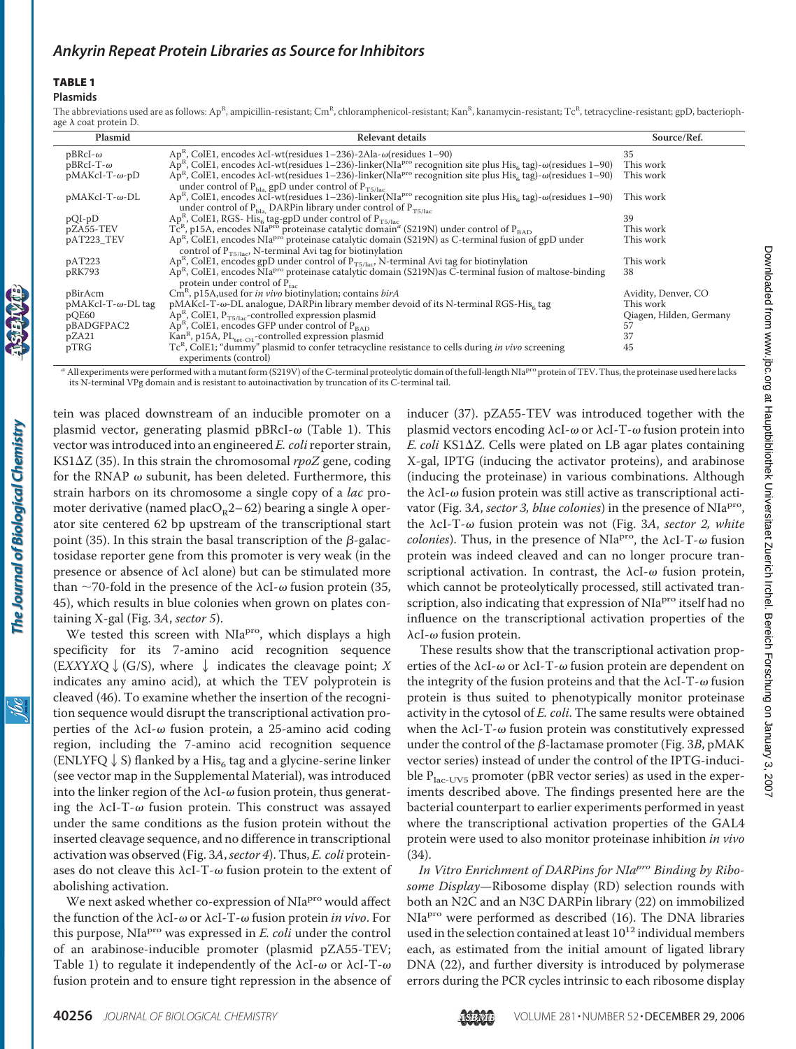**TABLE 1**

**Plasmids**

The abbreviations used are as follows: Ap[R], ampicillin-resistant; Cm[R], chloramphenicol-resistant; Kan[R], kanamycin-resistant; Tc[R], tetracycline-resistant; gpD, bacteriophage λ coat protein D.

| Plasmid | Relevant details | Source/Ref. |
|---|---|---|
| pBRcI-ω | Ap[R], ColE1, encodes λcI-wt(residues 1–236)-2Ala-ω(residues 1–90) | 35 |
| pBRcI-T-ω | Ap[R], ColE1, encodes λcI-wt(residues 1–236)-linker(NIa[pro] recognition site plus His$_6$ tag)-ω(residues 1–90) | This work |
| pMAKcI-T-ω-pD | Ap[R], ColE1, encodes λcI-wt(residues 1–236)-linker(NIa[pro] recognition site plus His$_6$ tag)-ω(residues 1–90) under control of P$_{bla,}$ gpD under control of P$_{T5/lac}$ | This work |
| pMAKcI-T-ω-DL | Ap[R], ColE1, encodes λcI-wt(residues 1–236)-linker(NIa[pro] recognition site plus His$_6$ tag)-ω(residues 1–90) under control of P$_{bla,}$ DARPin library under control of P$_{T5/lac}$ | This work |
| pQI-pD | Ap[R], ColE1, RGS- His$_6$ tag-gpD under control of P$_{T5/lac}$ | 39 |
| pZA55-TEV | Tc[R], p15A, encodes NIa[pro] proteinase catalytic domain[a] (S219N) under control of P$_{BAD}$ | This work |
| pAT223_TEV | Ap[R], ColE1, encodes NIa[pro] proteinase catalytic domain (S219N) as C-terminal fusion of gpD under control of P$_{T5/lac}$, N-terminal Avi tag for biotinylation | This work |
| pAT223 | Ap[R], ColE1, encodes gpD under control of P$_{T5/lac}$, N-terminal Avi tag for biotinylation | This work |
| pRK793 | Ap[R], ColE1, encodes NIa[pro] proteinase catalytic domain (S219N)as C-terminal fusion of maltose-binding protein under control of P$_{tac}$ | 38 |
| pBirAcm | Cm[R], p15A,used for *in vivo* biotinylation; contains *birA* | Avidity, Denver, CO |
| pMAKcI-T-ω-DL tag | pMAKcI-T-ω-DL analogue, DARPin library member devoid of its N-terminal RGS-His$_6$ tag | This work |
| pQE60 | Ap[R], ColE1, P$_{T5/lac}$-controlled expression plasmid | Qiagen, Hilden, Germany |
| pBADGFPAC2 | Ap[R], ColE1, encodes GFP under control of P$_{BAD}$ | 57 |
| pZA21 | Kan[R], p15A, PL$_{tet-O1}$-controlled expression plasmid | 37 |
| pTRG | Tc[R], ColE1; "dummy" plasmid to confer tetracycline resistance to cells during *in vivo* screening experiments (control) | 45 |

[a] All experiments were performed with a mutant form (S219V) of the C-terminal proteolytic domain of the full-length NIa[pro] protein of TEV. Thus, the proteinase used here lacks its N-terminal VPg domain and is resistant to autoinactivation by truncation of its C-terminal tail.

tein was placed downstream of an inducible promoter on a plasmid vector, generating plasmid pBRcI-ω (Table 1). This vector was introduced into an engineered *E. coli* reporter strain, KS1ΔZ (35). In this strain the chromosomal *rpoZ* gene, coding for the RNAP ω subunit, has been deleted. Furthermore, this strain harbors on its chromosome a single copy of a *lac* promoter derivative (named placO$_R$2–62) bearing a single λ operator site centered 62 bp upstream of the transcriptional start point (35). In this strain the basal transcription of the β-galactosidase reporter gene from this promoter is very weak (in the presence or absence of λcI alone) but can be stimulated more than ~70-fold in the presence of the λcI-ω fusion protein (35, 45), which results in blue colonies when grown on plates containing X-gal (Fig. 3*A*, *sector 5*).

We tested this screen with NIa[pro], which displays a high specificity for its 7-amino acid recognition sequence (*E*XX*Y*X*Q* ↓ (G/S), where ↓ indicates the cleavage point; *X* indicates any amino acid), at which the TEV polyprotein is cleaved (46). To examine whether the insertion of the recognition sequence would disrupt the transcriptional activation properties of the λcI-ω fusion protein, a 25-amino acid coding region, including the 7-amino acid recognition sequence (ENLYFQ ↓ S) flanked by a His$_6$ tag and a glycine-serine linker (see vector map in the Supplemental Material), was introduced into the linker region of the λcI-ω fusion protein, thus generating the λcI-T-ω fusion protein. This construct was assayed under the same conditions as the fusion protein without the inserted cleavage sequence, and no difference in transcriptional activation was observed (Fig. 3*A*, *sector 4*). Thus, *E. coli* proteinases do not cleave this λcI-T-ω fusion protein to the extent of abolishing activation.

We next asked whether co-expression of NIa[pro] would affect the function of the λcI-ω or λcI-T-ω fusion protein *in vivo*. For this purpose, NIa[pro] was expressed in *E. coli* under the control of an arabinose-inducible promoter (plasmid pZA55-TEV; Table 1) to regulate it independently of the λcI-ω or λcI-T-ω fusion protein and to ensure tight repression in the absence of inducer (37). pZA55-TEV was introduced together with the plasmid vectors encoding λcI-ω or λcI-T-ω fusion protein into *E. coli* KS1ΔZ. Cells were plated on LB agar plates containing X-gal, IPTG (inducing the activator proteins), and arabinose (inducing the proteinase) in various combinations. Although the λcI-ω fusion protein was still active as transcriptional activator (Fig. 3*A*, *sector 3, blue colonies*) in the presence of NIa[pro], the λcI-T-ω fusion protein was not (Fig. 3*A*, *sector 2, white colonies*). Thus, in the presence of NIa[pro], the λcI-T-ω fusion protein was indeed cleaved and can no longer procure transcriptional activation. In contrast, the λcI-ω fusion protein, which cannot be proteolytically processed, still activated transcription, also indicating that expression of NIa[pro] itself had no influence on the transcriptional activation properties of the λcI-ω fusion protein.

These results show that the transcriptional activation properties of the λcI-ω or λcI-T-ω fusion protein are dependent on the integrity of the fusion proteins and that the λcI-T-ω fusion protein is thus suited to phenotypically monitor proteinase activity in the cytosol of *E. coli*. The same results were obtained when the λcI-T-ω fusion protein was constitutively expressed under the control of the β-lactamase promoter (Fig. 3*B*, pMAK vector series) instead of under the control of the IPTG-inducible P$_{lac-UV5}$ promoter (pBR vector series) as used in the experiments described above. The findings presented here are the bacterial counterpart to earlier experiments performed in yeast where the transcriptional activation properties of the GAL4 protein were used to also monitor proteinase inhibition *in vivo* (34).

*In Vitro Enrichment of DARPins for NIa[pro] Binding by Ribosome Display*—Ribosome display (RD) selection rounds with both an N2C and an N3C DARPin library (22) on immobilized NIa[pro] were performed as described (16). The DNA libraries used in the selection contained at least $10^{12}$ individual members each, as estimated from the initial amount of ligated library DNA (22), and further diversity is introduced by polymerase errors during the PCR cycles intrinsic to each ribosome display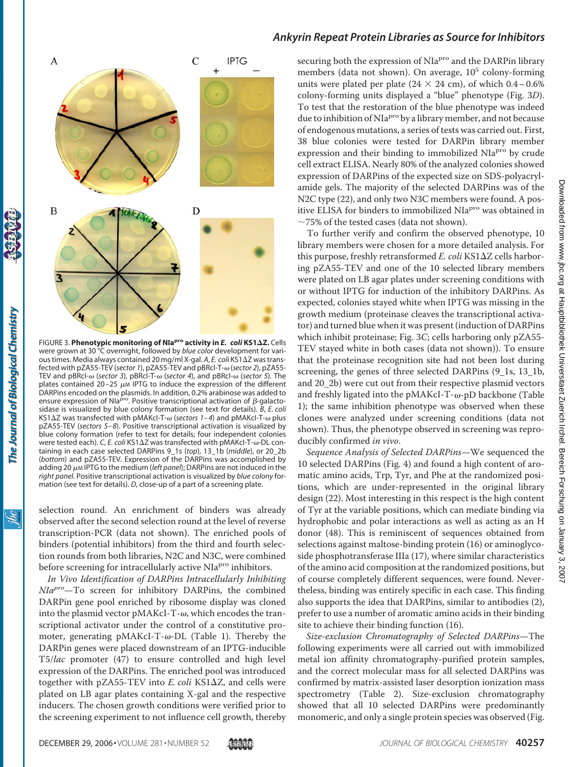FIGURE 3. **Phenotypic monitoring of NIa$^{pro}$ activity in *E. coli* KS1ΔZ.** Cells were grown at 30 °C overnight, followed by *blue color* development for various times. Media always contained 20 mg/ml X-gal. *A*, *E. coli* KS1ΔZ was transfected with pZA55-TEV (*sector 1*), pZA55-TEV and pBRcI-T-ω (*sector 2*), pZA55-TEV and pBRcI-ω (*sector 3*), pBRcI-T-ω (*sector 4*), and pBRcI-ω (*sector 5*). The plates contained 20–25 µM IPTG to induce the expression of the different DARPins encoded on the plasmids. In addition, 0.2% arabinose was added to ensure expression of NIa$^{pro}$. Positive transcriptional activation of β-galactosidase is visualized by blue colony formation (see text for details). *B*, *E. coli* KS1ΔZ was transfected with pMAKcI-T-ω (*sectors 1–4*) and pMAKcI-T-ω plus pZA55-TEV (*sectors 5–8*). Positive transcriptional activation is visualized by blue colony formation (refer to text for details; four independent colonies were tested each). *C*, *E. coli* KS1ΔZ was transfected with pMAKcI-T-ω-DL containing in each case selected DARPins 9_1s (*top*), 13_1b (*middle*), or 20_2b (*bottom*) and pZA55-TEV. Expression of the DARPins was accomplished by adding 20 µM IPTG to the medium (*left panel*); DARPins are not induced in the *right panel*. Positive transcriptional activation is visualized by *blue colony* formation (see text for details). *D*, close-up of a part of a screening plate.

selection round. An enrichment of binders was already observed after the second selection round at the level of reverse transcription-PCR (data not shown). The enriched pools of binders (potential inhibitors) from the third and fourth selection rounds from both libraries, N2C and N3C, were combined before screening for intracellularly active NIa$^{pro}$ inhibitors.

*In Vivo Identification of DARPins Intracellularly Inhibiting NIa$^{pro}$*—To screen for inhibitory DARPins, the combined DARPin gene pool enriched by ribosome display was cloned into the plasmid vector pMAKcI-T-ω, which encodes the transcriptional activator under the control of a constitutive promoter, generating pMAKcI-T-ω-DL (Table 1). Thereby the DARPin genes were placed downstream of an IPTG-inducible T5/*lac* promoter (47) to ensure controlled and high level expression of the DARPins. The enriched pool was introduced together with pZA55-TEV into *E. coli* KS1ΔZ, and cells were plated on LB agar plates containing X-gal and the respective inducers. The chosen growth conditions were verified prior to the screening experiment to not influence cell growth, thereby securing both the expression of NIa$^{pro}$ and the DARPin library members (data not shown). On average, $10^5$ colony-forming units were plated per plate (24 × 24 cm), of which 0.4–0.6% colony-forming units displayed a "blue" phenotype (Fig. 3*D*). To test that the restoration of the blue phenotype was indeed due to inhibition of NIa$^{pro}$ by a library member, and not because of endogenous mutations, a series of tests was carried out. First, 38 blue colonies were tested for DARPin library member expression and their binding to immobilized NIa$^{pro}$ by crude cell extract ELISA. Nearly 80% of the analyzed colonies showed expression of DARPins of the expected size on SDS-polyacrylamide gels. The majority of the selected DARPins was of the N2C type (22), and only two N3C members were found. A positive ELISA for binders to immobilized NIa$^{pro}$ was obtained in ~75% of the tested cases (data not shown).

To further verify and confirm the observed phenotype, 10 library members were chosen for a more detailed analysis. For this purpose, freshly retransformed *E. coli* KS1ΔZ cells harboring pZA55-TEV and one of the 10 selected library members were plated on LB agar plates under screening conditions with or without IPTG for induction of the inhibitory DARPins. As expected, colonies stayed white when IPTG was missing in the growth medium (proteinase cleaves the transcriptional activator) and turned blue when it was present (induction of DARPins which inhibit proteinase; Fig. 3*C*; cells harboring only pZA55-TEV stayed white in both cases (data not shown)). To ensure that the proteinase recognition site had not been lost during screening, the genes of three selected DARPins (9_1s, 13_1b, and 20_2b) were cut out from their respective plasmid vectors and freshly ligated into the pMAKcI-T-ω-pD backbone (Table 1); the same inhibition phenotype was observed when these clones were analyzed under screening conditions (data not shown). Thus, the phenotype observed in screening was reproducibly confirmed *in vivo*.

*Sequence Analysis of Selected DARPins*—We sequenced the 10 selected DARPins (Fig. 4) and found a high content of aromatic amino acids, Trp, Tyr, and Phe at the randomized positions, which are under-represented in the original library design (22). Most interesting in this respect is the high content of Tyr at the variable positions, which can mediate binding via hydrophobic and polar interactions as well as acting as an H donor (48). This is reminiscent of sequences obtained from selections against maltose-binding protein (16) or aminoglycoside phosphotransferase IIIa (17), where similar characteristics of the amino acid composition at the randomized positions, but of course completely different sequences, were found. Nevertheless, binding was entirely specific in each case. This finding also supports the idea that DARPins, similar to antibodies (2), prefer to use a number of aromatic amino acids in their binding site to achieve their binding function (16).

*Size-exclusion Chromatography of Selected DARPins*—The following experiments were all carried out with immobilized metal ion affinity chromatography-purified protein samples, and the correct molecular mass for all selected DARPins was confirmed by matrix-assisted laser desorption ionization mass spectrometry (Table 2). Size-exclusion chromatography showed that all 10 selected DARPins were predominantly monomeric, and only a single protein species was observed (Fig.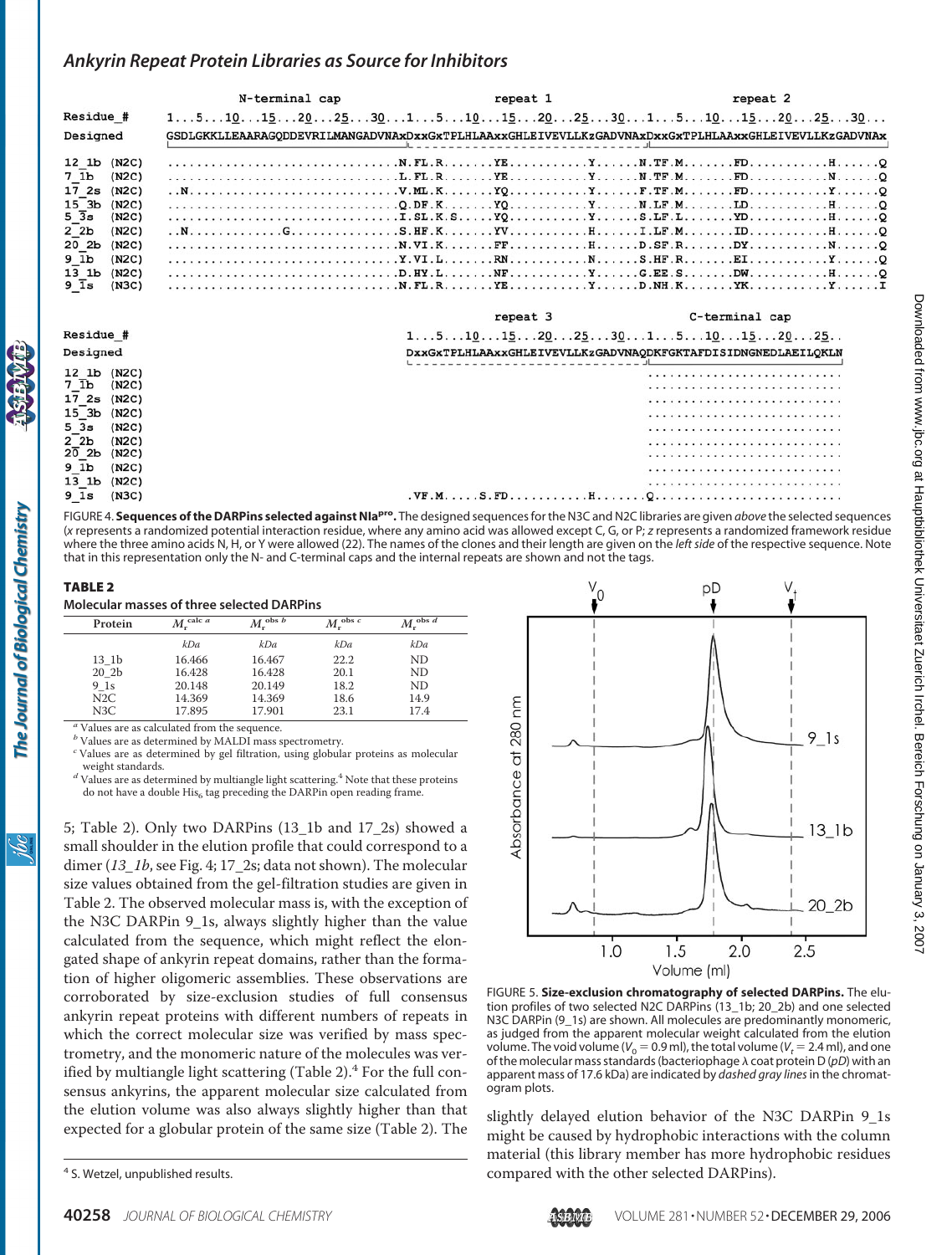```
                         N-terminal cap                        repeat 1                              repeat 2
Residue_#     1...5...10...15...20...25...30...1...5...10...15...20...25...30...1...5...10...15...20...25...30...
Designed      GSDLGKKLLEAARAGQDDEVRILMANGADVNAxDxxGxTPLHLAAxxGHLEIVEVLLKzGADVNAxDxxGxTPLHLAAxxGHLEIVEVLLKzGADVNAx

12_1b  (N2C)  ...............................N.FL.R.......YE..........Y......N.TF.M.......FD..........H......Q
7_1b   (N2C)  ...............................L.FL.R.......YE..........Y......N.TF.M.......FD..........N......Q
17_2s  (N2C)  ..N............................V.ML.K.......YQ..........Y......F.TF.M.......FD..........Y......Q
15_3b  (N2C)  ...............................Q.DF.K.......YQ..........Y......N.LF.M.......LD..........H......Q
5_3s   (N2C)  ...............................I.SL.K.S.....YQ..........Y......S.LF.L.......YD..........H......Q
2_2b   (N2C)  ..N............G...............S.HF.K.......YV..........H......I.LF.M.......ID..........H......Q
20_2b  (N2C)  ...............................N.VI.K.......FF..........H......D.SF.R.......DY..........N......Q
9_1b   (N2C)  ...............................Y.VI.L.......RN..........N......S.HF.R.......EI..........Y......Q
13_1b  (N2C)  ...............................D.HY.L.......NF..........Y......G.EE.S.......DW..........H......Q
9_1s   (N3C)  ...............................N.FL.R.......YE..........Y......D.NH.K.......YK..........Y......I

                                                       repeat 3                        C-terminal cap
Residue_#                                     1...5...10...15...20...25...30...1...5...10...15...20...25..
Designed                                      DxxGxTPLHLAAxxGHLEIVEVLLKzGADVNAQDKFGKTAFDISIDNGNEDLAEILQKLN

12_1b  (N2C)                                                                    ..........................
7_1b   (N2C)                                                                    ..........................
17_2s  (N2C)                                                                    ..........................
15_3b  (N2C)                                                                    ..........................
5_3s   (N2C)                                                                    ..........................
2_2b   (N2C)                                                                    ..........................
20_2b  (N2C)                                                                    ..........................
9_1b   (N2C)                                                                    ..........................
13_1b  (N2C)                                                                    ..........................
9_1s   (N3C)                                  .VF.M.....S.FD..........H.......Q.........................
```

FIGURE 4. **Sequences of the DARPins selected against NIa$^{pro}$.** The designed sequences for the N3C and N2C libraries are given *above* the selected sequences (*x* represents a randomized potential interaction residue, where any amino acid was allowed except C, G, or P; *z* represents a randomized framework residue where the three amino acids N, H, or Y were allowed (22). The names of the clones and their length are given on the *left side* of the respective sequence. Note that in this representation only the N- and C-terminal caps and the internal repeats are given and not the tags.

**TABLE 2**

**Molecular masses of three selected DARPins**

| Protein | $M_r^{calc\ a}$ | $M_r^{obs\ b}$ | $M_r^{obs\ c}$ | $M_r^{obs\ d}$ |
|---|---|---|---|---|
| | *kDa* | *kDa* | *kDa* | *kDa* |
| 13_1b | 16.466 | 16.467 | 22.2 | ND |
| 20_2b | 16.428 | 16.428 | 20.1 | ND |
| 9_1s | 20.148 | 20.149 | 18.2 | ND |
| N2C | 14.369 | 14.369 | 18.6 | 14.9 |
| N3C | 17.895 | 17.901 | 23.1 | 17.4 |

[a] Values are as calculated from the sequence.
[b] Values are as determined by MALDI mass spectrometry.
[c] Values are as determined by gel filtration, using globular proteins as molecular weight standards.
[d] Values are as determined by multiangle light scattering.[4] Note that these proteins do not have a double $His_6$ tag preceding the DARPin open reading frame.

5; Table 2). Only two DARPins (13_1b and 17_2s) showed a small shoulder in the elution profile that could correspond to a dimer (*13_1b*, see Fig. 4; 17_2s; data not shown). The molecular size values obtained from the gel-filtration studies are given in Table 2. The observed molecular mass is, with the exception of the N3C DARPin 9_1s, always slightly higher than the value calculated from the sequence, which might reflect the elongated shape of ankyrin repeat domains, rather than the formation of higher oligomeric assemblies. These observations are corroborated by size-exclusion studies of full consensus ankyrin repeat proteins with different numbers of repeats in which the correct molecular size was verified by mass spectrometry, and the monomeric nature of the molecules was verified by multiangle light scattering (Table 2).[4] For the full consensus ankyrins, the apparent molecular size calculated from the elution volume was also always slightly higher than that expected for a globular protein of the same size (Table 2). The slightly delayed elution behavior of the N3C DARPin 9_1s might be caused by hydrophobic interactions with the column material (this library member has more hydrophobic residues compared with the other selected DARPins).

FIGURE 5. **Size-exclusion chromatography of selected DARPins.** The elution profiles of two selected N2C DARPins (13_1b; 20_2b) and one selected N3C DARPin (9_1s) are shown. All molecules are predominantly monomeric, as judged from the apparent molecular weight calculated from the elution volume. The void volume ($V_0$ = 0.9 ml), the total volume ($V_t$ = 2.4 ml), and one of the molecular mass standards (bacteriophage λ coat protein D (*pD*) with an apparent mass of 17.6 kDa) are indicated by *dashed gray lines* in the chromatogram plots.

[4] S. Wetzel, unpublished results.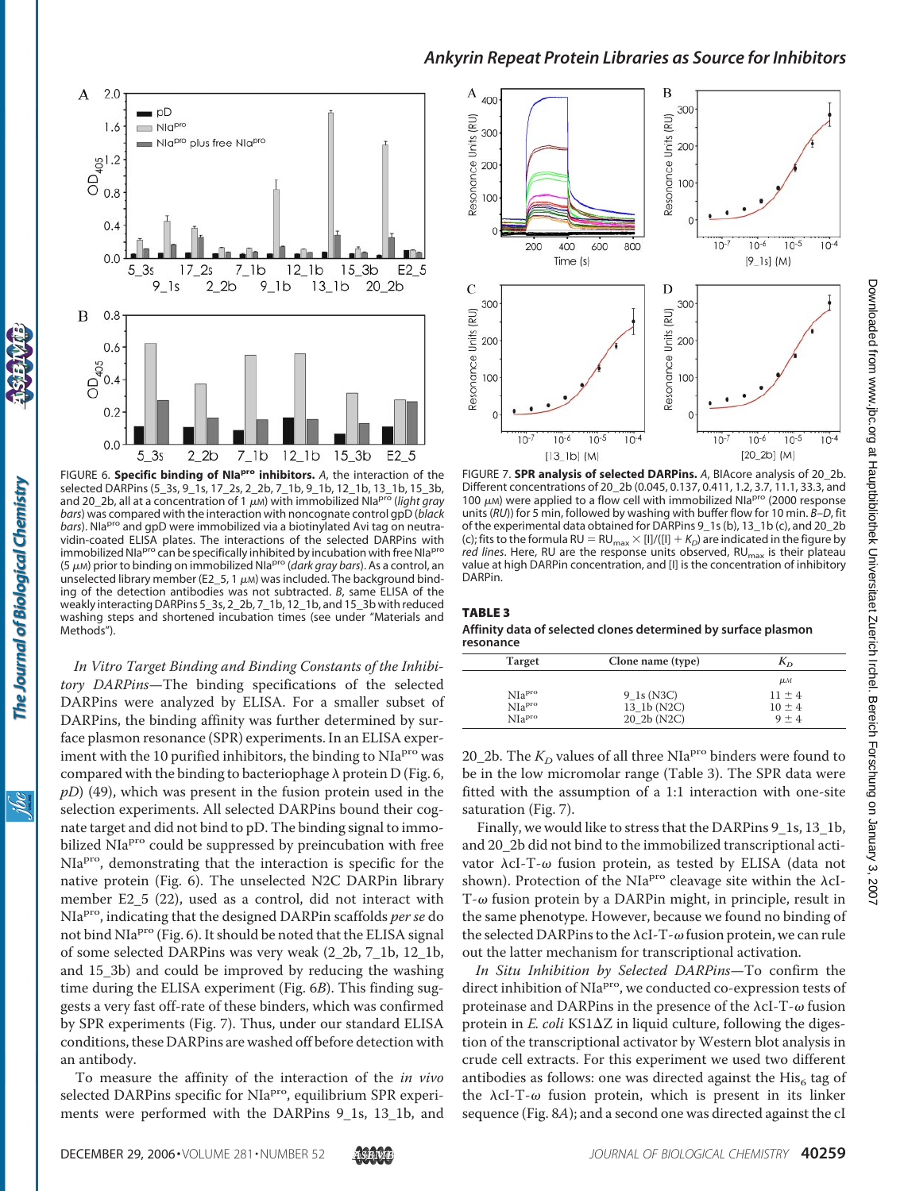FIGURE 6. **Specific binding of NIa$^{pro}$ inhibitors.** *A*, the interaction of the selected DARPins (5_3s, 9_1s, 17_2s, 2_2b, 7_1b, 9_1b, 12_1b, 13_1b, 15_3b, and 20_2b, all at a concentration of 1 μM) with immobilized NIa$^{pro}$ (*light gray bars*) was compared with the interaction with noncognate control gpD (*black bars*). NIa$^{pro}$ and gpD were immobilized via a biotinylated Avi tag on neutravidin-coated ELISA plates. The interactions of the selected DARPins with immobilized NIa$^{pro}$ can be specifically inhibited by incubation with free NIa$^{pro}$ (5 μM) prior to binding on immobilized NIa$^{pro}$ (*dark gray bars*). As a control, an unselected library member (E2_5, 1 μM) was included. The background binding of the detection antibodies was not subtracted. *B*, same ELISA of the weakly interacting DARPins 5_3s, 2_2b, 7_1b, 12_1b, and 15_3b with reduced washing steps and shortened incubation times (see under "Materials and Methods").

FIGURE 7. **SPR analysis of selected DARPins.** *A*, BIAcore analysis of 20_2b. Different concentrations of 20_2b (0.045, 0.137, 0.411, 1.2, 3.7, 11.1, 33.3, and 100 μM) were applied to a flow cell with immobilized NIa$^{pro}$ (2000 response units (*RU*)) for 5 min, followed by washing with buffer flow for 10 min. *B–D*, fit of the experimental data obtained for DARPins 9_1s (b), 13_1b (c), and 20_2b (c); fits to the formula $RU = RU_{max} \times [I]/([I] + K_D)$ are indicated in the figure by *red lines*. Here, RU are the response units observed, $RU_{max}$ is their plateau value at high DARPin concentration, and [I] is the concentration of inhibitory DARPin.

**TABLE 3**
**Affinity data of selected clones determined by surface plasmon resonance**

| Target | Clone name (type) | $K_D$ |
|---|---|---|
| | | μM |
| NIa$^{pro}$ | 9_1s (N3C) | 11 ± 4 |
| NIa$^{pro}$ | 13_1b (N2C) | 10 ± 4 |
| NIa$^{pro}$ | 20_2b (N2C) | 9 ± 4 |

*In Vitro Target Binding and Binding Constants of the Inhibitory DARPins*—The binding specifications of the selected DARPins were analyzed by ELISA. For a smaller subset of DARPins, the binding affinity was further determined by surface plasmon resonance (SPR) experiments. In an ELISA experiment with the 10 purified inhibitors, the binding to NIa$^{pro}$ was compared with the binding to bacteriophage λ protein D (Fig. 6, *pD*) (49), which was present in the fusion protein used in the selection experiments. All selected DARPins bound their cognate target and did not bind to pD. The binding signal to immobilized NIa$^{pro}$ could be suppressed by preincubation with free NIa$^{pro}$, demonstrating that the interaction is specific for the native protein (Fig. 6). The unselected N2C DARPin library member E2_5 (22), used as a control, did not interact with NIa$^{pro}$, indicating that the designed DARPin scaffolds *per se* do not bind NIa$^{pro}$ (Fig. 6). It should be noted that the ELISA signal of some selected DARPins was very weak (2_2b, 7_1b, 12_1b, and 15_3b) and could be improved by reducing the washing time during the ELISA experiment (Fig. 6*B*). This finding suggests a very fast off-rate of these binders, which was confirmed by SPR experiments (Fig. 7). Thus, under our standard ELISA conditions, these DARPins are washed off before detection with an antibody.

To measure the affinity of the interaction of the *in vivo* selected DARPins specific for NIa$^{pro}$, equilibrium SPR experiments were performed with the DARPins 9_1s, 13_1b, and 20_2b. The $K_D$ values of all three NIa$^{pro}$ binders were found to be in the low micromolar range (Table 3). The SPR data were fitted with the assumption of a 1:1 interaction with one-site saturation (Fig. 7).

Finally, we would like to stress that the DARPins 9_1s, 13_1b, and 20_2b did not bind to the immobilized transcriptional activator λcI-T-ω fusion protein, as tested by ELISA (data not shown). Protection of the NIa$^{pro}$ cleavage site within the λcI-T-ω fusion protein by a DARPin might, in principle, result in the same phenotype. However, because we found no binding of the selected DARPins to the λcI-T-ω fusion protein, we can rule out the latter mechanism for transcriptional activation.

*In Situ Inhibition by Selected DARPins*—To confirm the direct inhibition of NIa$^{pro}$, we conducted co-expression tests of proteinase and DARPins in the presence of the λcI-T-ω fusion protein in *E. coli* KS1ΔZ in liquid culture, following the digestion of the transcriptional activator by Western blot analysis in crude cell extracts. For this experiment we used two different antibodies as follows: one was directed against the $His_6$ tag of the λcI-T-ω fusion protein, which is present in its linker sequence (Fig. 8*A*); and a second one was directed against the cI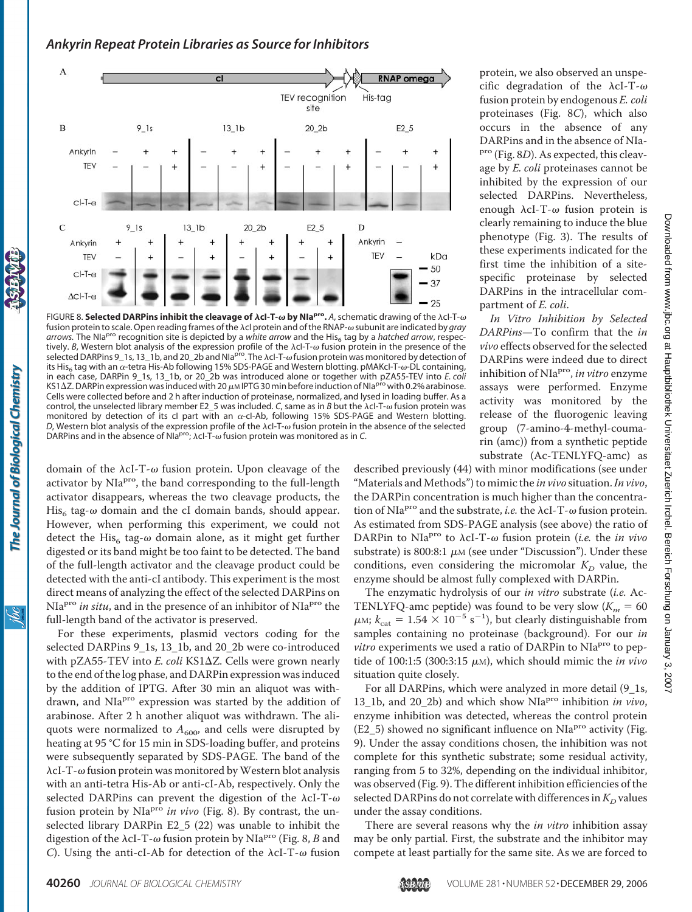FIGURE 8. **Selected DARPins inhibit the cleavage of λcI-T-ω by NIa[pro].** *A*, schematic drawing of the λcI-T-ω fusion protein to scale. Open reading frames of the λcI protein and of the RNAP-ω subunit are indicated by *gray arrows.* The NIa[pro] recognition site is depicted by a *white arrow* and the His$_6$ tag by a *hatched arrow*, respectively. *B*, Western blot analysis of the expression profile of the λcI-T-ω fusion protein in the presence of the selected DARPins 9_1s, 13_1b, and 20_2b and NIa[pro]. The λcI-T-ω fusion protein was monitored by detection of its His$_6$ tag with an α-tetra His-Ab following 15% SDS-PAGE and Western blotting. pMAKcI-T-ω-DL containing, in each case, DARPin 9_1s, 13_1b, or 20_2b was introduced alone or together with pZA55-TEV into *E. coli* KS1ΔZ. DARPin expression was induced with 20 μM IPTG 30 min before induction of NIa[pro] with 0.2% arabinose. Cells were collected before and 2 h after induction of proteinase, normalized, and lysed in loading buffer. As a control, the unselected library member E2_5 was included. *C*, same as in *B* but the λcI-T-ω fusion protein was monitored by detection of its cI part with an α-cI-Ab, following 15% SDS-PAGE and Western blotting. *D*, Western blot analysis of the expression profile of the λcI-T-ω fusion protein in the absence of the selected DARPins and in the absence of NIa[pro]; λcI-T-ω fusion protein was monitored as in *C*.

domain of the λcI-T-ω fusion protein. Upon cleavage of the activator by NIa[pro], the band corresponding to the full-length activator disappears, whereas the two cleavage products, the His$_6$ tag-ω domain and the cI domain bands, should appear. However, when performing this experiment, we could not detect the His$_6$ tag-ω domain alone, as it might get further digested or its band might be too faint to be detected. The band of the full-length activator and the cleavage product could be detected with the anti-cI antibody. This experiment is the most direct means of analyzing the effect of the selected DARPins on NIa[pro] *in situ*, and in the presence of an inhibitor of NIa[pro] the full-length band of the activator is preserved.

For these experiments, plasmid vectors coding for the selected DARPins 9_1s, 13_1b, and 20_2b were co-introduced with pZA55-TEV into *E. coli* KS1ΔZ. Cells were grown nearly to the end of the log phase, and DARPin expression was induced by the addition of IPTG. After 30 min an aliquot was withdrawn, and NIa[pro] expression was started by the addition of arabinose. After 2 h another aliquot was withdrawn. The aliquots were normalized to $A_{600}$, and cells were disrupted by heating at 95 °C for 15 min in SDS-loading buffer, and proteins were subsequently separated by SDS-PAGE. The band of the λcI-T-ω fusion protein was monitored by Western blot analysis with an anti-tetra His-Ab or anti-cI-Ab, respectively. Only the selected DARPins can prevent the digestion of the λcI-T-ω fusion protein by NIa[pro] *in vivo* (Fig. 8). By contrast, the unselected library DARPin E2_5 (22) was unable to inhibit the digestion of the λcI-T-ω fusion protein by NIa[pro] (Fig. 8, *B* and *C*). Using the anti-cI-Ab for detection of the λcI-T-ω fusion protein, we also observed an unspecific degradation of the λcI-T-ω fusion protein by endogenous *E. coli* proteinases (Fig. 8*C*), which also occurs in the absence of any DARPins and in the absence of NIa[pro] (Fig. 8*D*). As expected, this cleavage by *E. coli* proteinases cannot be inhibited by the expression of our selected DARPins. Nevertheless, enough λcI-T-ω fusion protein is clearly remaining to induce the blue phenotype (Fig. 3). The results of these experiments indicated for the first time the inhibition of a site-specific proteinase by selected DARPins in the intracellular compartment of *E. coli*.

*In Vitro Inhibition by Selected DARPins*—To confirm that the *in vivo* effects observed for the selected DARPins were indeed due to direct inhibition of NIa[pro], *in vitro* enzyme assays were performed. Enzyme activity was monitored by the release of the fluorogenic leaving group (7-amino-4-methyl-coumarin (amc)) from a synthetic peptide substrate (Ac-TENLYFQ-amc) as described previously (44) with minor modifications (see under "Materials and Methods") to mimic the *in vivo* situation. *In vivo*, the DARPin concentration is much higher than the concentration of NIa[pro] and the substrate, *i.e.* the λcI-T-ω fusion protein. As estimated from SDS-PAGE analysis (see above) the ratio of DARPin to NIa[pro] to λcI-T-ω fusion protein (*i.e.* the *in vivo* substrate) is 800:8:1 μM (see under "Discussion"). Under these conditions, even considering the micromolar $K_D$ value, the enzyme should be almost fully complexed with DARPin.

The enzymatic hydrolysis of our *in vitro* substrate (*i.e.* Ac-TENLYFQ-amc peptide) was found to be very slow ($K_m$ = 60 μM; $k_{cat}$ = 1.54 × $10^{-5}$ $s^{-1}$), but clearly distinguishable from samples containing no proteinase (background). For our *in vitro* experiments we used a ratio of DARPin to NIa[pro] to peptide of 100:1:5 (300:3:15 μM), which should mimic the *in vivo* situation quite closely.

For all DARPins, which were analyzed in more detail (9_1s, 13_1b, and 20_2b) and which show NIa[pro] inhibition *in vivo*, enzyme inhibition was detected, whereas the control protein (E2_5) showed no significant influence on NIa[pro] activity (Fig. 9). Under the assay conditions chosen, the inhibition was not complete for this synthetic substrate; some residual activity, ranging from 5 to 32%, depending on the individual inhibitor, was observed (Fig. 9). The different inhibition efficiencies of the selected DARPins do not correlate with differences in $K_D$ values under the assay conditions.

There are several reasons why the *in vitro* inhibition assay may be only partial. First, the substrate and the inhibitor may compete at least partially for the same site. As we are forced to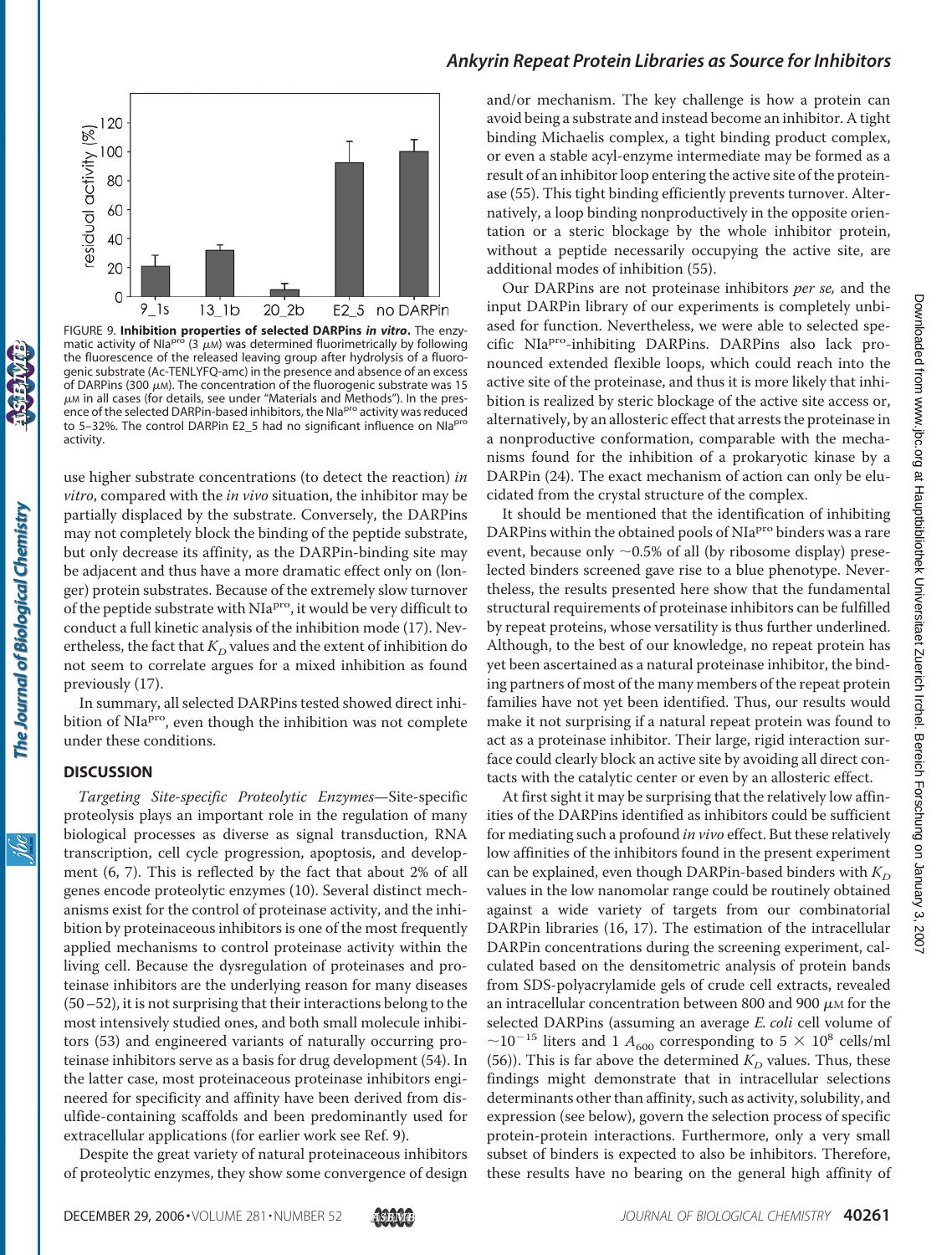FIGURE 9. **Inhibition properties of selected DARPins *in vitro*.** The enzymatic activity of NIa[pro] (3 μM) was determined fluorimetrically by following the fluorescence of the released leaving group after hydrolysis of a fluorogenic substrate (Ac-TENLYFQ-amc) in the presence and absence of an excess of DARPins (300 μM). The concentration of the fluorogenic substrate was 15 μM in all cases (for details, see under "Materials and Methods"). In the presence of the selected DARPin-based inhibitors, the NIa[pro] activity was reduced to 5–32%. The control DARPin E2_5 had no significant influence on NIa[pro] activity.

use higher substrate concentrations (to detect the reaction) *in vitro*, compared with the *in vivo* situation, the inhibitor may be partially displaced by the substrate. Conversely, the DARPins may not completely block the binding of the peptide substrate, but only decrease its affinity, as the DARPin-binding site may be adjacent and thus have a more dramatic effect only on (longer) protein substrates. Because of the extremely slow turnover of the peptide substrate with NIa[pro], it would be very difficult to conduct a full kinetic analysis of the inhibition mode (17). Nevertheless, the fact that $K_D$ values and the extent of inhibition do not seem to correlate argues for a mixed inhibition as found previously (17).

In summary, all selected DARPins tested showed direct inhibition of NIa[pro], even though the inhibition was not complete under these conditions.

## DISCUSSION

*Targeting Site-specific Proteolytic Enzymes*—Site-specific proteolysis plays an important role in the regulation of many biological processes as diverse as signal transduction, RNA transcription, cell cycle progression, apoptosis, and development (6, 7). This is reflected by the fact that about 2% of all genes encode proteolytic enzymes (10). Several distinct mechanisms exist for the control of proteinase activity, and the inhibition by proteinaceous inhibitors is one of the most frequently applied mechanisms to control proteinase activity within the living cell. Because the dysregulation of proteinases and proteinase inhibitors are the underlying reason for many diseases (50–52), it is not surprising that their interactions belong to the most intensively studied ones, and both small molecule inhibitors (53) and engineered variants of naturally occurring proteinase inhibitors serve as a basis for drug development (54). In the latter case, most proteinaceous proteinase inhibitors engineered for specificity and affinity have been derived from disulfide-containing scaffolds and been predominantly used for extracellular applications (for earlier work see Ref. 9).

Despite the great variety of natural proteinaceous inhibitors of proteolytic enzymes, they show some convergence of design and/or mechanism. The key challenge is how a protein can avoid being a substrate and instead become an inhibitor. A tight binding Michaelis complex, a tight binding product complex, or even a stable acyl-enzyme intermediate may be formed as a result of an inhibitor loop entering the active site of the proteinase (55). This tight binding efficiently prevents turnover. Alternatively, a loop binding nonproductively in the opposite orientation or a steric blockage by the whole inhibitor protein, without a peptide necessarily occupying the active site, are additional modes of inhibition (55).

Our DARPins are not proteinase inhibitors *per se*, and the input DARPin library of our experiments is completely unbiased for function. Nevertheless, we were able to selected specific NIa[pro]-inhibiting DARPins. DARPins also lack pronounced extended flexible loops, which could reach into the active site of the proteinase, and thus it is more likely that inhibition is realized by steric blockage of the active site access or, alternatively, by an allosteric effect that arrests the proteinase in a nonproductive conformation, comparable with the mechanisms found for the inhibition of a prokaryotic kinase by a DARPin (24). The exact mechanism of action can only be elucidated from the crystal structure of the complex.

It should be mentioned that the identification of inhibiting DARPins within the obtained pools of NIa[pro] binders was a rare event, because only ~0.5% of all (by ribosome display) preselected binders screened gave rise to a blue phenotype. Nevertheless, the results presented here show that the fundamental structural requirements of proteinase inhibitors can be fulfilled by repeat proteins, whose versatility is thus further underlined. Although, to the best of our knowledge, no repeat protein has yet been ascertained as a natural proteinase inhibitor, the binding partners of most of the many members of the repeat protein families have not yet been identified. Thus, our results would make it not surprising if a natural repeat protein was found to act as a proteinase inhibitor. Their large, rigid interaction surface could clearly block an active site by avoiding all direct contacts with the catalytic center or even by an allosteric effect.

At first sight it may be surprising that the relatively low affinities of the DARPins identified as inhibitors could be sufficient for mediating such a profound *in vivo* effect. But these relatively low affinities of the inhibitors found in the present experiment can be explained, even though DARPin-based binders with $K_D$ values in the low nanomolar range could be routinely obtained against a wide variety of targets from our combinatorial DARPin libraries (16, 17). The estimation of the intracellular DARPin concentrations during the screening experiment, calculated based on the densitometric analysis of protein bands from SDS-polyacrylamide gels of crude cell extracts, revealed an intracellular concentration between 800 and 900 μM for the selected DARPins (assuming an average *E. coli* cell volume of ~$10^{-15}$ liters and 1 $A_{600}$ corresponding to $5 \times 10^8$ cells/ml (56)). This is far above the determined $K_D$ values. Thus, these findings might demonstrate that in intracellular selections determinants other than affinity, such as activity, solubility, and expression (see below), govern the selection process of specific protein-protein interactions. Furthermore, only a very small subset of binders is expected to also be inhibitors. Therefore, these results have no bearing on the general high affinity of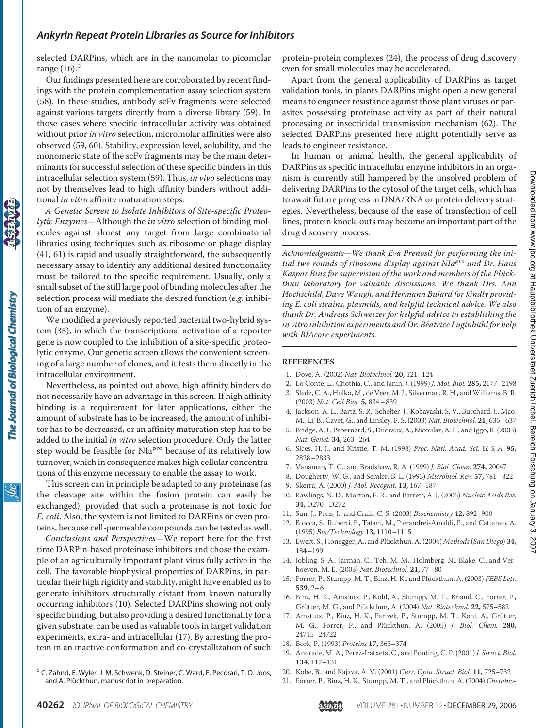selected DARPins, which are in the nanomolar to picomolar range (16).[5]

Our findings presented here are corroborated by recent findings with the protein complementation assay selection system (58). In these studies, antibody scFv fragments were selected against various targets directly from a diverse library (59). In those cases where specific intracellular activity was obtained without prior *in vitro* selection, micromolar affinities were also observed (59, 60). Stability, expression level, solubility, and the monomeric state of the scFv fragments may be the main determinants for successful selection of these specific binders in this intracellular selection system (59). Thus, *in vivo* selections may not by themselves lead to high affinity binders without additional *in vitro* affinity maturation steps.

*A Genetic Screen to Isolate Inhibitors of Site-specific Proteolytic Enzymes*—Although the *in vitro* selection of binding molecules against almost any target from large combinatorial libraries using techniques such as ribosome or phage display (41, 61) is rapid and usually straightforward, the subsequently necessary assay to identify any additional desired functionality must be tailored to the specific requirement. Usually, only a small subset of the still large pool of binding molecules after the selection process will mediate the desired function (*e.g.* inhibition of an enzyme).

We modified a previously reported bacterial two-hybrid system (35), in which the transcriptional activation of a reporter gene is now coupled to the inhibition of a site-specific proteolytic enzyme. Our genetic screen allows the convenient screening of a large number of clones, and it tests them directly in the intracellular environment.

Nevertheless, as pointed out above, high affinity binders do not necessarily have an advantage in this screen. If high affinity binding is a requirement for later applications, either the amount of substrate has to be increased, the amount of inhibitor has to be decreased, or an affinity maturation step has to be added to the initial *in vitro* selection procedure. Only the latter step would be feasible for NIa$^{pro}$ because of its relatively low turnover, which in consequence makes high cellular concentrations of this enzyme necessary to enable the assay to work.

This screen can in principle be adapted to any proteinase (as the cleavage site within the fusion protein can easily be exchanged), provided that such a proteinase is not toxic for *E. coli*. Also, the system is not limited to DARPins or even proteins, because cell-permeable compounds can be tested as well.

*Conclusions and Perspectives*—We report here for the first time DARPin-based proteinase inhibitors and chose the example of an agriculturally important plant virus fully active in the cell. The favorable biophysical properties of DARPins, in particular their high rigidity and stability, might have enabled us to generate inhibitors structurally distant from known naturally occurring inhibitors (10). Selected DARPins showing not only specific binding, but also providing a desired functionality for a given substrate, can be used as valuable tools in target validation experiments, extra- and intracellular (17). By arresting the protein in an inactive conformation and co-crystallization of such protein-protein complexes (24), the process of drug discovery even for small molecules may be accelerated.

Apart from the general applicability of DARPins as target validation tools, in plants DARPins might open a new general means to engineer resistance against those plant viruses or parasites possessing proteinase activity as part of their natural processing or insecticidal transmission mechanism (62). The selected DARPins presented here might potentially serve as leads to engineer resistance.

In human or animal health, the general applicability of DARPins as specific intracellular enzyme inhibitors in an organism is currently still hampered by the unsolved problem of delivering DARPins to the cytosol of the target cells, which has to await future progress in DNA/RNA or protein delivery strategies. Nevertheless, because of the ease of transfection of cell lines, protein knock-outs may become an important part of the drug discovery process.

*Acknowledgments—We thank Eva Prenosil for performing the initial two rounds of ribosome display against NIa$^{pro}$ and Dr. Hans Kaspar Binz for supervision of the work and members of the Plückthun laboratory for valuable discussions. We thank Drs. Ann Hochschild, Dave Waugh, and Hermann Bujard for kindly providing E. coli strains, plasmids, and helpful technical advice. We also thank Dr. Andreas Schweizer for helpful advice in establishing the in vitro inhibition experiments and Dr. Béatrice Luginbühl for help with BIAcore experiments.*

## REFERENCES

1. Dove, A. (2002) *Nat. Biotechnol.* **20,** 121–124
2. Lo Conte, L., Chothia, C., and Janin, J. (1999) *J. Mol. Biol.* **285,** 2177–2198
3. Sledz, C. A., Holko, M., de Veer, M. J., Silverman, R. H., and Williams, B. R. (2003) *Nat. Cell Biol.* **5,** 834–839
4. Jackson, A. L., Bartz, S. R., Schelter, J., Kobayashi, S. V., Burchard, J., Mao, M., Li, B., Cavet, G., and Linsley, P. S. (2003) *Nat. Biotechnol.* **21,** 635–637
5. Bridge, A. J., Pebernard, S., Ducraux, A., Nicoulaz, A. L., and Iggo, R. (2003) *Nat. Genet.* **34,** 263–264
6. Sices, H. J., and Kristie, T. M. (1998) *Proc. Natl. Acad. Sci. U. S. A.* **95,** 2828–2833
7. Vanaman, T. C., and Bradshaw, R. A. (1999) *J. Biol. Chem.* **274,** 20047
8. Dougherty, W. G., and Semler, B. L. (1993) *Microbiol. Rev.* **57,** 781–822
9. Skerra, A. (2000) *J. Mol. Recognit.* **13,** 167–187
10. Rawlings, N. D., Morton, F. R., and Barrett, A. J. (2006) *Nucleic Acids Res.* **34,** D270–D272
11. Sun, J., Pons, J., and Craik, C. S. (2003) *Biochemistry* **42,** 892–900
12. Biocca, S., Ruberti, F., Tafani, M., Pierandrei-Amaldi, P., and Cattaneo, A. (1995) *Bio/Technology* **13,** 1110–1115
13. Ewert, S., Honegger, A., and Plückthun, A. (2004) *Methods* (*San Diego*) **34,** 184–199
14. Jobling, S. A., Jarman, C., Teh, M. M., Holmberg, N., Blake, C., and Verhoeyen, M. E. (2003) *Nat. Biotechnol.* **21,** 77–80
15. Forrer, P., Stumpp, M. T., Binz, H. K., and Plückthun, A. (2003) *FEBS Lett.* **539,** 2–6
16. Binz, H. K., Amstutz, P., Kohl, A., Stumpp, M. T., Briand, C., Forrer, P., Grütter, M. G., and Plückthun, A. (2004) *Nat. Biotechnol.* **22,** 575–582
17. Amstutz, P., Binz, H. K., Parizek, P., Stumpp, M. T., Kohl, A., Grütter, M. G., Forrer, P., and Plückthun, A. (2005) *J. Biol. Chem.* **280,** 24715–24722
18. Bork, P. (1993) *Proteins* **17,** 363–374
19. Andrade, M. A., Perez-Iratxeta, C., and Ponting, C. P. (2001) *J. Struct. Biol.* **134,** 117–131
20. Kobe, B., and Kajava, A. V. (2001) *Curr. Opin. Struct. Biol.* **11,** 725–732
21. Forrer, P., Binz, H. K., Stumpp, M. T., and Plückthun, A. (2004) *Chembio-*

[5] C. Zahnd, E. Wyler, J. M. Schwenk, D. Steiner, C. Ward, F. Pecorari, T. O. Joos, and A. Plückthun, manuscript in preparation.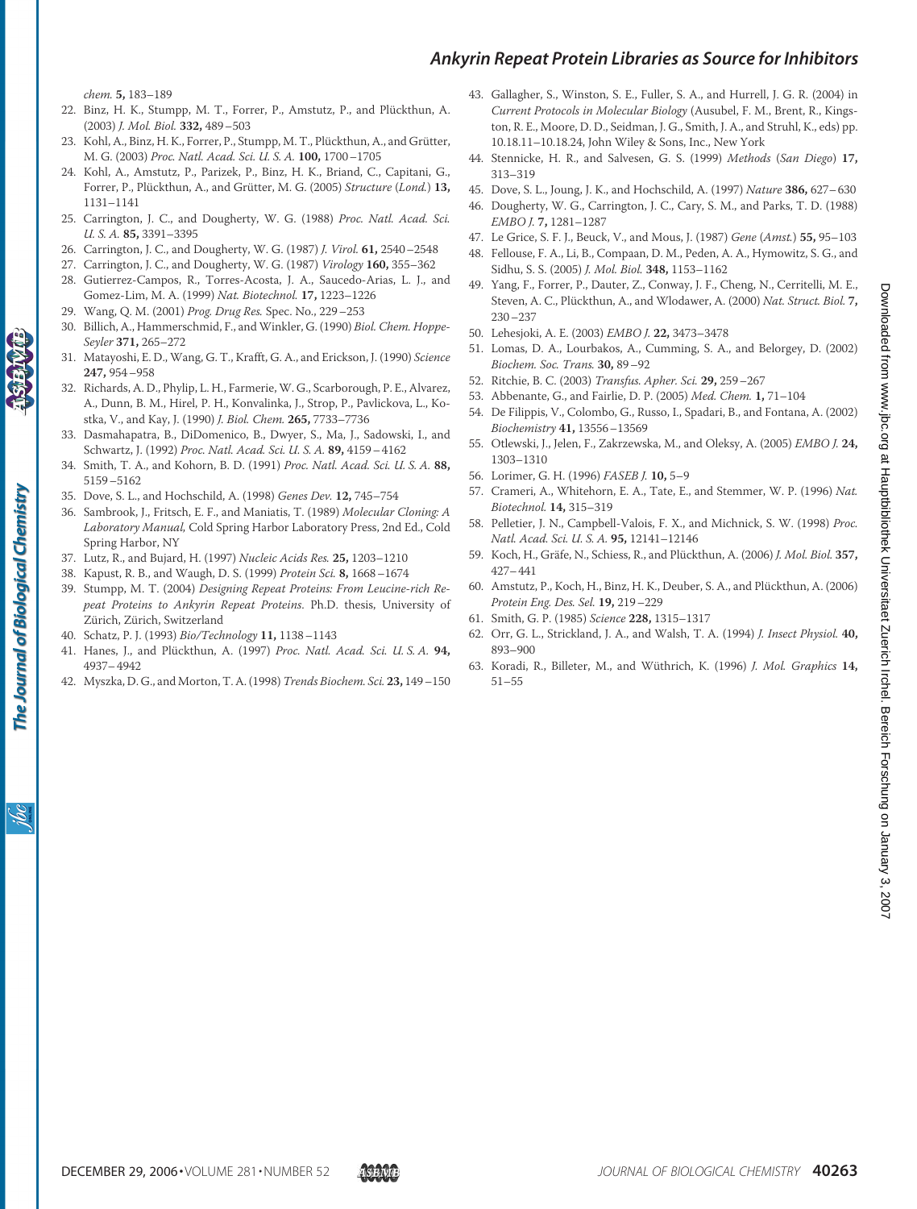chem. **5,** 183–189

22. Binz, H. K., Stumpp, M. T., Forrer, P., Amstutz, P., and Plückthun, A. (2003) *J. Mol. Biol.* **332,** 489–503
23. Kohl, A., Binz, H. K., Forrer, P., Stumpp, M. T., Plückthun, A., and Grütter, M. G. (2003) *Proc. Natl. Acad. Sci. U. S. A.* **100,** 1700–1705
24. Kohl, A., Amstutz, P., Parizek, P., Binz, H. K., Briand, C., Capitani, G., Forrer, P., Plückthun, A., and Grütter, M. G. (2005) *Structure* (*Lond.*) **13,** 1131–1141
25. Carrington, J. C., and Dougherty, W. G. (1988) *Proc. Natl. Acad. Sci. U. S. A.* **85,** 3391–3395
26. Carrington, J. C., and Dougherty, W. G. (1987) *J. Virol.* **61,** 2540–2548
27. Carrington, J. C., and Dougherty, W. G. (1987) *Virology* **160,** 355–362
28. Gutierrez-Campos, R., Torres-Acosta, J. A., Saucedo-Arias, L. J., and Gomez-Lim, M. A. (1999) *Nat. Biotechnol.* **17,** 1223–1226
29. Wang, Q. M. (2001) *Prog. Drug Res.* Spec. No., 229–253
30. Billich, A., Hammerschmid, F., and Winkler, G. (1990) *Biol. Chem. Hoppe-Seyler* **371,** 265–272
31. Matayoshi, E. D., Wang, G. T., Krafft, G. A., and Erickson, J. (1990) *Science* **247,** 954–958
32. Richards, A. D., Phylip, L. H., Farmerie, W. G., Scarborough, P. E., Alvarez, A., Dunn, B. M., Hirel, P. H., Konvalinka, J., Strop, P., Pavlickova, L., Kostka, V., and Kay, J. (1990) *J. Biol. Chem.* **265,** 7733–7736
33. Dasmahapatra, B., DiDomenico, B., Dwyer, S., Ma, J., Sadowski, I., and Schwartz, J. (1992) *Proc. Natl. Acad. Sci. U. S. A.* **89,** 4159–4162
34. Smith, T. A., and Kohorn, B. D. (1991) *Proc. Natl. Acad. Sci. U. S. A.* **88,** 5159–5162
35. Dove, S. L., and Hochschild, A. (1998) *Genes Dev.* **12,** 745–754
36. Sambrook, J., Fritsch, E. F., and Maniatis, T. (1989) *Molecular Cloning: A Laboratory Manual*, Cold Spring Harbor Laboratory Press, 2nd Ed., Cold Spring Harbor, NY
37. Lutz, R., and Bujard, H. (1997) *Nucleic Acids Res.* **25,** 1203–1210
38. Kapust, R. B., and Waugh, D. S. (1999) *Protein Sci.* **8,** 1668–1674
39. Stumpp, M. T. (2004) *Designing Repeat Proteins: From Leucine-rich Repeat Proteins to Ankyrin Repeat Proteins*. Ph.D. thesis, University of Zürich, Zürich, Switzerland
40. Schatz, P. J. (1993) *Bio/Technology* **11,** 1138–1143
41. Hanes, J., and Plückthun, A. (1997) *Proc. Natl. Acad. Sci. U. S. A.* **94,** 4937–4942
42. Myszka, D. G., and Morton, T. A. (1998) *Trends Biochem. Sci.* **23,** 149–150
43. Gallagher, S., Winston, S. E., Fuller, S. A., and Hurrell, J. G. R. (2004) in *Current Protocols in Molecular Biology* (Ausubel, F. M., Brent, R., Kingston, R. E., Moore, D. D., Seidman, J. G., Smith, J. A., and Struhl, K., eds) pp. 10.18.11–10.18.24, John Wiley & Sons, Inc., New York
44. Stennicke, H. R., and Salvesen, G. S. (1999) *Methods* (*San Diego*) **17,** 313–319
45. Dove, S. L., Joung, J. K., and Hochschild, A. (1997) *Nature* **386,** 627–630
46. Dougherty, W. G., Carrington, J. C., Cary, S. M., and Parks, T. D. (1988) *EMBO J.* **7,** 1281–1287
47. Le Grice, S. F. J., Beuck, V., and Mous, J. (1987) *Gene* (*Amst.*) **55,** 95–103
48. Fellouse, F. A., Li, B., Compaan, D. M., Peden, A. A., Hymowitz, S. G., and Sidhu, S. S. (2005) *J. Mol. Biol.* **348,** 1153–1162
49. Yang, F., Forrer, P., Dauter, Z., Conway, J. F., Cheng, N., Cerritelli, M. E., Steven, A. C., Plückthun, A., and Wlodawer, A. (2000) *Nat. Struct. Biol.* **7,** 230–237
50. Lehesjoki, A. E. (2003) *EMBO J.* **22,** 3473–3478
51. Lomas, D. A., Lourbakos, A., Cumming, S. A., and Belorgey, D. (2002) *Biochem. Soc. Trans.* **30,** 89–92
52. Ritchie, B. C. (2003) *Transfus. Apher. Sci.* **29,** 259–267
53. Abbenante, G., and Fairlie, D. P. (2005) *Med. Chem.* **1,** 71–104
54. De Filippis, V., Colombo, G., Russo, I., Spadari, B., and Fontana, A. (2002) *Biochemistry* **41,** 13556–13569
55. Otlewski, J., Jelen, F., Zakrzewska, M., and Oleksy, A. (2005) *EMBO J.* **24,** 1303–1310
56. Lorimer, G. H. (1996) *FASEB J.* **10,** 5–9
57. Crameri, A., Whitehorn, E. A., Tate, E., and Stemmer, W. P. (1996) *Nat. Biotechnol.* **14,** 315–319
58. Pelletier, J. N., Campbell-Valois, F. X., and Michnick, S. W. (1998) *Proc. Natl. Acad. Sci. U. S. A.* **95,** 12141–12146
59. Koch, H., Gräfe, N., Schiess, R., and Plückthun, A. (2006) *J. Mol. Biol.* **357,** 427–441
60. Amstutz, P., Koch, H., Binz, H. K., Deuber, S. A., and Plückthun, A. (2006) *Protein Eng. Des. Sel.* **19,** 219–229
61. Smith, G. P. (1985) *Science* **228,** 1315–1317
62. Orr, G. L., Strickland, J. A., and Walsh, T. A. (1994) *J. Insect Physiol.* **40,** 893–900
63. Koradi, R., Billeter, M., and Wüthrich, K. (1996) *J. Mol. Graphics* **14,** 51–55